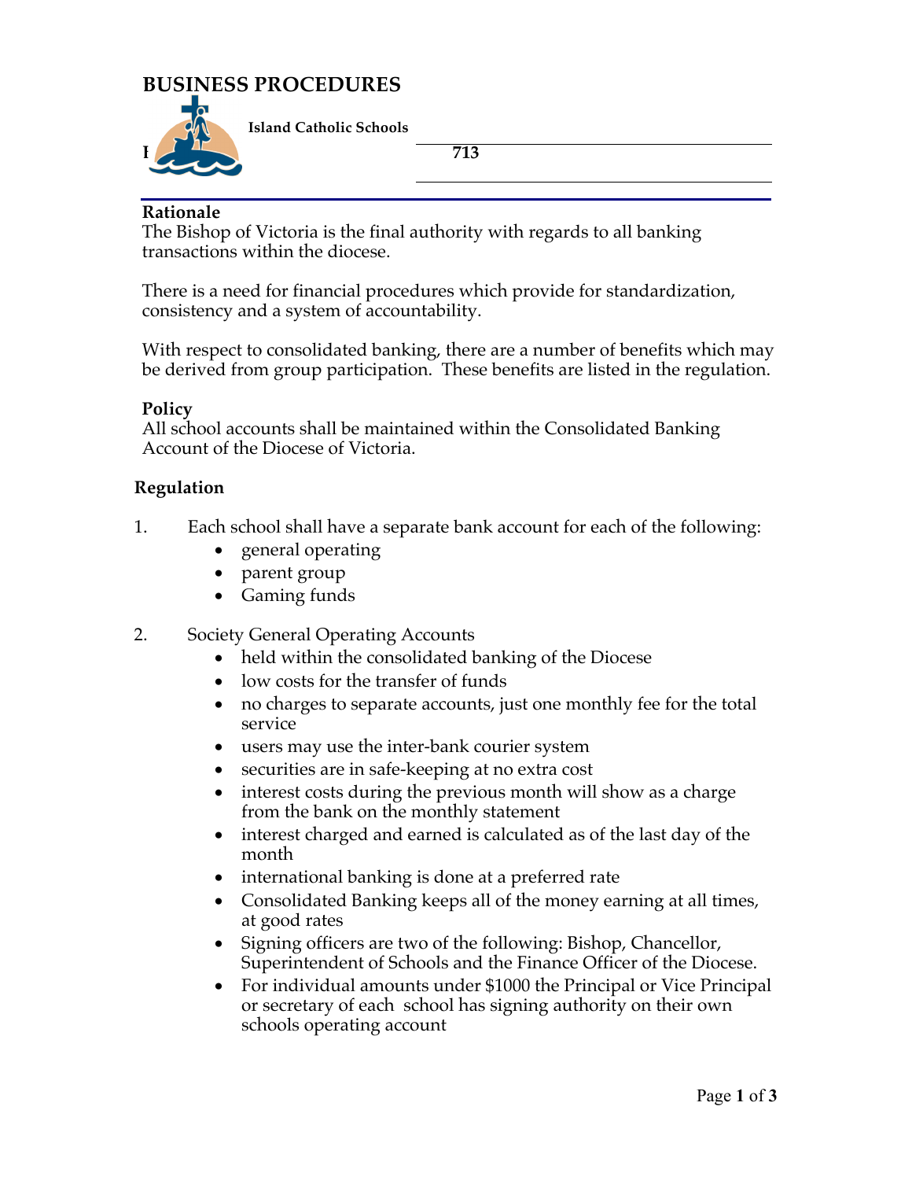# BUSINESS PROCEDURES

**Island Catholic Schools**

**713**

**Rationale**
The Bishop of Victoria is the final authority with regards to all banking transactions within the diocese.

There is a need for financial procedures which provide for standardization, consistency and a system of accountability.

With respect to consolidated banking, there are a number of benefits which may be derived from group participation. These benefits are listed in the regulation.

**Policy**
All school accounts shall be maintained within the Consolidated Banking Account of the Diocese of Victoria.

**Regulation**

1. Each school shall have a separate bank account for each of the following:
    - general operating
    - parent group
    - Gaming funds

2. Society General Operating Accounts
    - held within the consolidated banking of the Diocese
    - low costs for the transfer of funds
    - no charges to separate accounts, just one monthly fee for the total service
    - users may use the inter-bank courier system
    - securities are in safe-keeping at no extra cost
    - interest costs during the previous month will show as a charge from the bank on the monthly statement
    - interest charged and earned is calculated as of the last day of the month
    - international banking is done at a preferred rate
    - Consolidated Banking keeps all of the money earning at all times, at good rates
    - Signing officers are two of the following: Bishop, Chancellor, Superintendent of Schools and the Finance Officer of the Diocese.
    - For individual amounts under $1000 the Principal or Vice Principal or secretary of each school has signing authority on their own schools operating account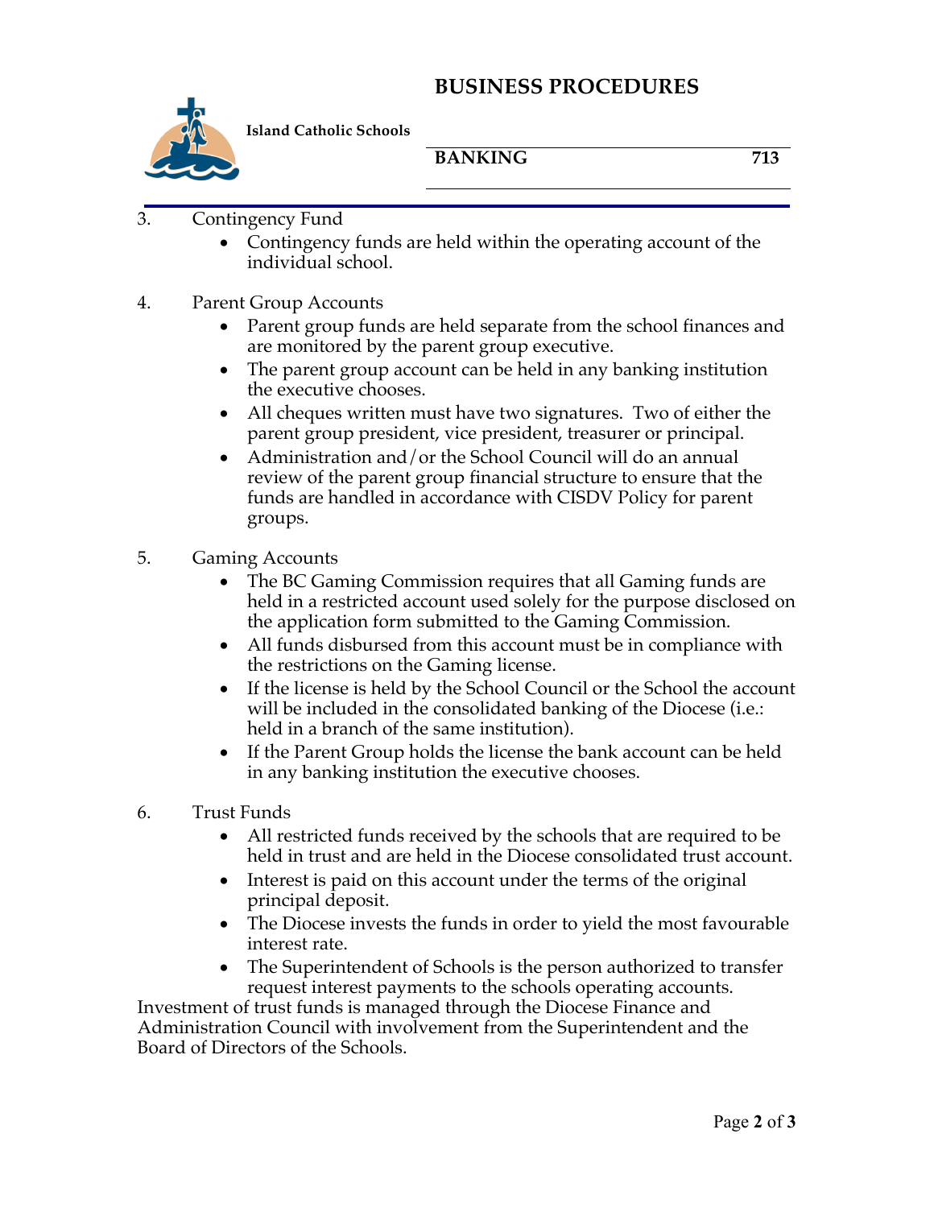3. Contingency Fund
    - Contingency funds are held within the operating account of the individual school.

4. Parent Group Accounts
    - Parent group funds are held separate from the school finances and are monitored by the parent group executive.
    - The parent group account can be held in any banking institution the executive chooses.
    - All cheques written must have two signatures. Two of either the parent group president, vice president, treasurer or principal.
    - Administration and/or the School Council will do an annual review of the parent group financial structure to ensure that the funds are handled in accordance with CISDV Policy for parent groups.

5. Gaming Accounts
    - The BC Gaming Commission requires that all Gaming funds are held in a restricted account used solely for the purpose disclosed on the application form submitted to the Gaming Commission.
    - All funds disbursed from this account must be in compliance with the restrictions on the Gaming license.
    - If the license is held by the School Council or the School the account will be included in the consolidated banking of the Diocese (i.e.: held in a branch of the same institution).
    - If the Parent Group holds the license the bank account can be held in any banking institution the executive chooses.

6. Trust Funds
    - All restricted funds received by the schools that are required to be held in trust and are held in the Diocese consolidated trust account.
    - Interest is paid on this account under the terms of the original principal deposit.
    - The Diocese invests the funds in order to yield the most favourable interest rate.
    - The Superintendent of Schools is the person authorized to transfer request interest payments to the schools operating accounts.

Investment of trust funds is managed through the Diocese Finance and Administration Council with involvement from the Superintendent and the Board of Directors of the Schools.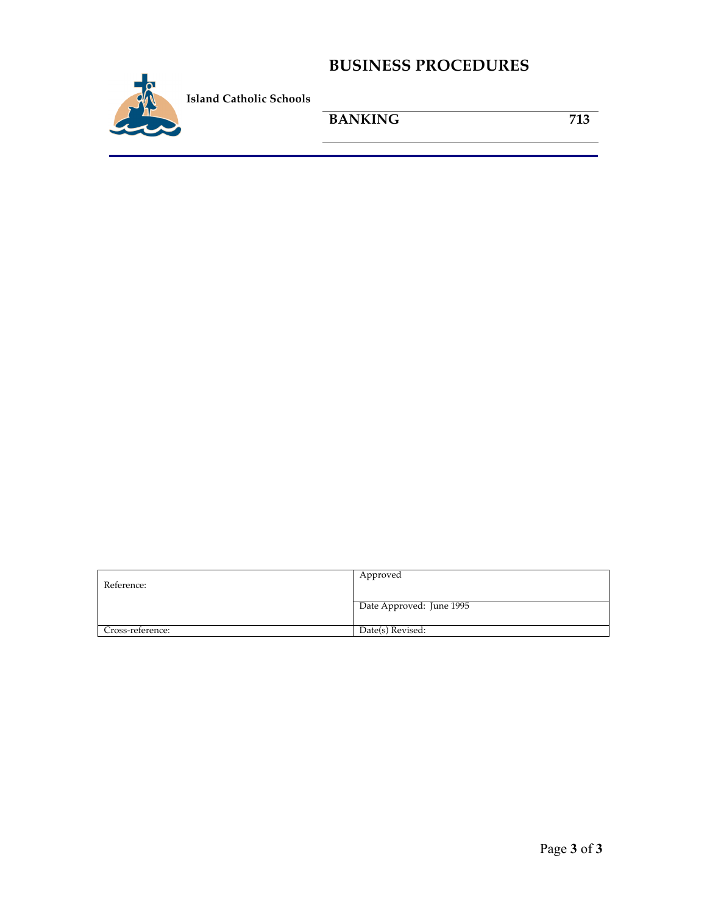| | |
|---|---|
| Reference: | Approved |
| | Date Approved: June 1995 |
| Cross-reference: | Date(s) Revised: |